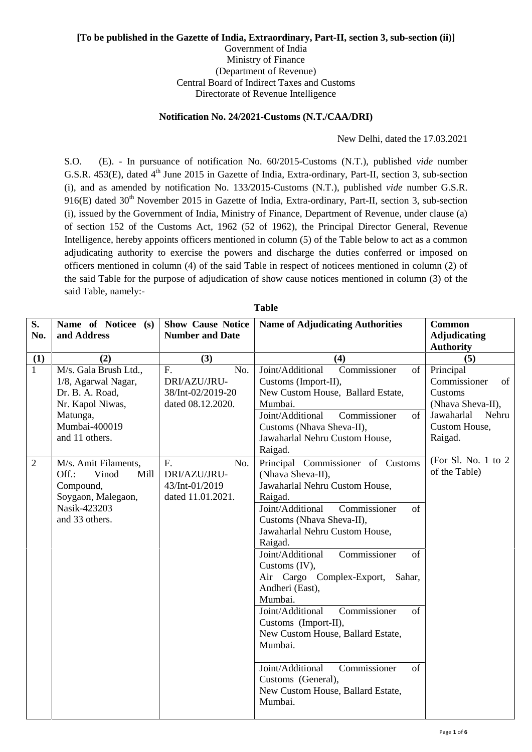**[To be published in the Gazette of India, Extraordinary, Part-II, section 3, sub-section (ii)]**

Government of India
Ministry of Finance
(Department of Revenue)
Central Board of Indirect Taxes and Customs
Directorate of Revenue Intelligence

**Notification No. 24/2021-Customs (N.T./CAA/DRI)**

New Delhi, dated the 17.03.2021

S.O. (E). - In pursuance of notification No. 60/2015-Customs (N.T.), published *vide* number G.S.R. 453(E), dated 4th June 2015 in Gazette of India, Extra-ordinary, Part-II, section 3, sub-section (i), and as amended by notification No. 133/2015-Customs (N.T.), published *vide* number G.S.R. 916(E) dated 30th November 2015 in Gazette of India, Extra-ordinary, Part-II, section 3, sub-section (i), issued by the Government of India, Ministry of Finance, Department of Revenue, under clause (a) of section 152 of the Customs Act, 1962 (52 of 1962), the Principal Director General, Revenue Intelligence, hereby appoints officers mentioned in column (5) of the Table below to act as a common adjudicating authority to exercise the powers and discharge the duties conferred or imposed on officers mentioned in column (4) of the said Table in respect of noticees mentioned in column (2) of the said Table for the purpose of adjudication of show cause notices mentioned in column (3) of the said Table, namely:-

**Table**

| S. No. | Name of Noticee (s) and Address | Show Cause Notice Number and Date | Name of Adjudicating Authorities | Common Adjudicating Authority |
|---|---|---|---|---|
| (1) | (2) | (3) | (4) | (5) |
| 1 | M/s. Gala Brush Ltd., 1/8, Agarwal Nagar, Dr. B. A. Road, Nr. Kapol Niwas, Matunga, Mumbai-400019 and 11 others. | F. No. DRI/AZU/JRU-38/Int-02/2019-20 dated 08.12.2020. | Joint/Additional Commissioner of Customs (Import-II), New Custom House, Ballard Estate, Mumbai. | Principal Commissioner of Customs (Nhava Sheva-II), Jawaharlal Nehru Custom House, Raigad. (For Sl. No. 1 to 2 of the Table) |
| | | | Joint/Additional Commissioner of Customs (Nhava Sheva-II), Jawaharlal Nehru Custom House, Raigad. | |
| 2 | M/s. Amit Filaments, Off.: Vinod Mill Compound, Soygaon, Malegaon, Nasik-423203 and 33 others. | F. No. DRI/AZU/JRU-43/Int-01/2019 dated 11.01.2021. | Principal Commissioner of Customs (Nhava Sheva-II), Jawaharlal Nehru Custom House, Raigad. | |
| | | | Joint/Additional Commissioner of Customs (Nhava Sheva-II), Jawaharlal Nehru Custom House, Raigad. | |
| | | | Joint/Additional Commissioner of Customs (IV), Air Cargo Complex-Export, Sahar, Andheri (East), Mumbai. | |
| | | | Joint/Additional Commissioner of Customs (Import-II), New Custom House, Ballard Estate, Mumbai. | |
| | | | Joint/Additional Commissioner of Customs (General), New Custom House, Ballard Estate, Mumbai. | |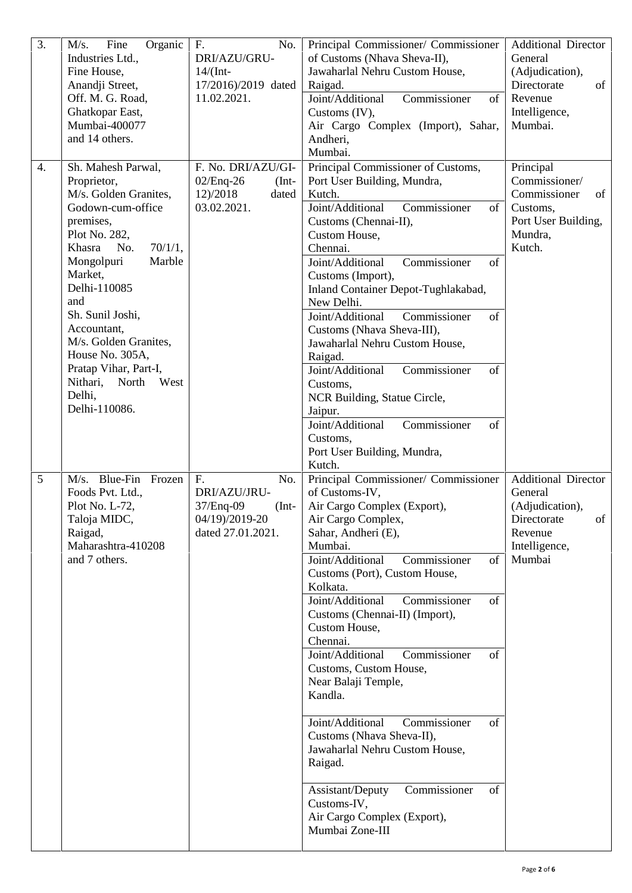| 3. | M/s. Fine Organic Industries Ltd., Fine House, Anandji Street, Off. M. G. Road, Ghatkopar East, Mumbai-400077 and 14 others. | F. No. DRI/AZU/GRU-14/(Int-17/2016)/2019 dated 11.02.2021. | Principal Commissioner/ Commissioner of Customs (Nhava Sheva-II), Jawaharlal Nehru Custom House, Raigad.<br>Joint/Additional Commissioner of Customs (IV), Air Cargo Complex (Import), Sahar, Andheri, Mumbai. | Additional Director General (Adjudication), Directorate of Revenue Intelligence, Mumbai. |
|---|---|---|---|---|
| 4. | Sh. Mahesh Parwal, Proprietor, M/s. Golden Granites, Godown-cum-office premises, Plot No. 282, Khasra No. 70/1/1, Mongolpuri Marble Market, Delhi-110085 and Sh. Sunil Joshi, Accountant, M/s. Golden Granites, House No. 305A, Pratap Vihar, Part-I, Nithari, North West Delhi, Delhi-110086. | F. No. DRI/AZU/GI-02/Enq-26 (Int-12)/2018 dated 03.02.2021. | Principal Commissioner of Customs, Port User Building, Mundra, Kutch.<br>Joint/Additional Commissioner of Customs (Chennai-II), Custom House, Chennai.<br>Joint/Additional Commissioner of Customs (Import), Inland Container Depot-Tughlakabad, New Delhi.<br>Joint/Additional Commissioner of Customs (Nhava Sheva-III), Jawaharlal Nehru Custom House, Raigad.<br>Joint/Additional Commissioner of Customs, NCR Building, Statue Circle, Jaipur.<br>Joint/Additional Commissioner of Customs, Port User Building, Mundra, Kutch. | Principal Commissioner/ Commissioner of Customs, Port User Building, Mundra, Kutch. |
| 5 | M/s. Blue-Fin Frozen Foods Pvt. Ltd., Plot No. L-72, Taloja MIDC, Raigad, Maharashtra-410208 and 7 others. | F. No. DRI/AZU/JRU-37/Enq-09 (Int-04/19)/2019-20 dated 27.01.2021. | Principal Commissioner/ Commissioner of Customs-IV, Air Cargo Complex (Export), Air Cargo Complex, Sahar, Andheri (E), Mumbai.<br>Joint/Additional Commissioner of Customs (Port), Custom House, Kolkata.<br>Joint/Additional Commissioner of Customs (Chennai-II) (Import), Custom House, Chennai.<br>Joint/Additional Commissioner of Customs, Custom House, Near Balaji Temple, Kandla.<br>Joint/Additional Commissioner of Customs (Nhava Sheva-II), Jawaharlal Nehru Custom House, Raigad.<br>Assistant/Deputy Commissioner of Customs-IV, Air Cargo Complex (Export), Mumbai Zone-III | Additional Director General (Adjudication), Directorate of Revenue Intelligence, Mumbai |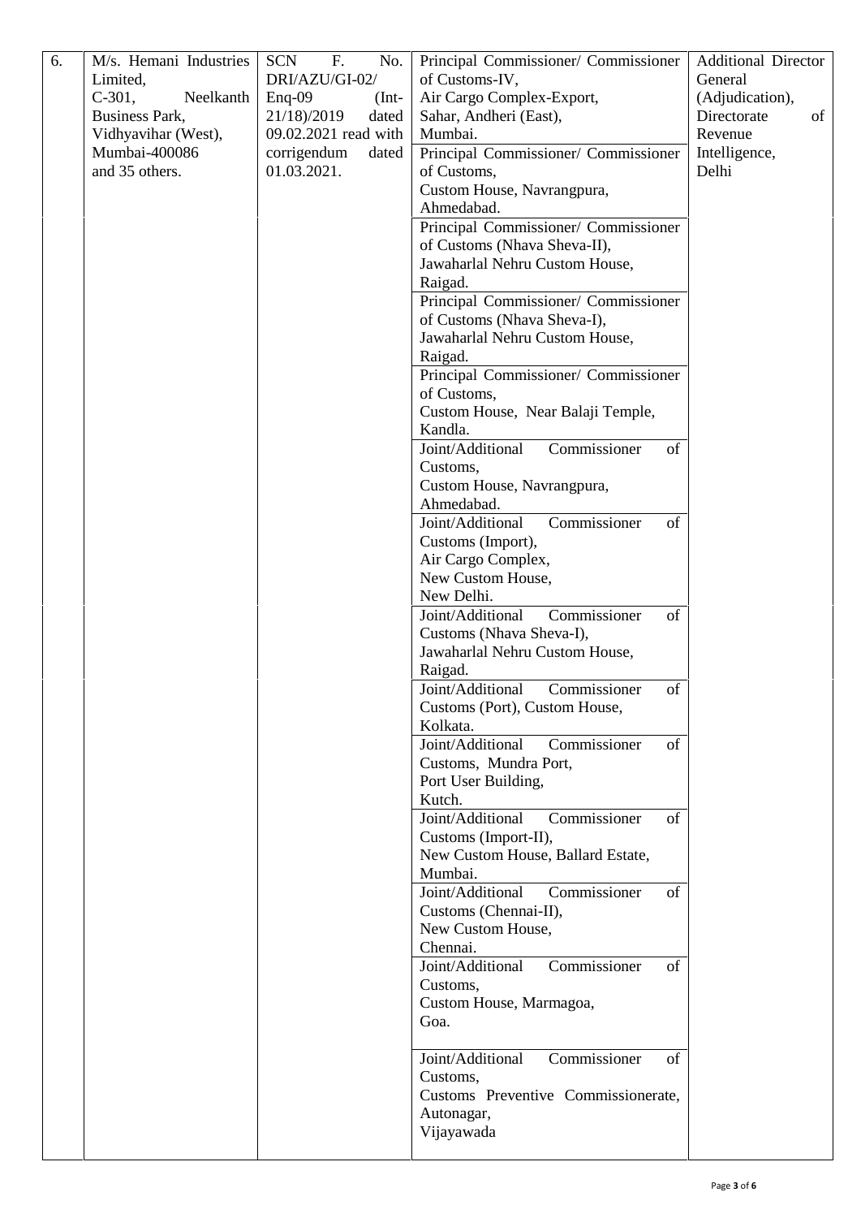| | | | | |
|---|---|---|---|---|
| 6. | M/s. Hemani Industries Limited, C-301, Neelkanth Business Park, Vidhyavihar (West), Mumbai-400086 and 35 others. | SCN F. No. DRI/AZU/GI-02/ Enq-09 (Int-21/18)/2019 dated 09.02.2021 read with corrigendum dated 01.03.2021. | Principal Commissioner/ Commissioner of Customs-IV, Air Cargo Complex-Export, Sahar, Andheri (East), Mumbai. | Additional Director General (Adjudication), Directorate of Revenue Intelligence, Delhi |
| | | | Principal Commissioner/ Commissioner of Customs, Custom House, Navrangpura, Ahmedabad. | |
| | | | Principal Commissioner/ Commissioner of Customs (Nhava Sheva-II), Jawaharlal Nehru Custom House, Raigad. | |
| | | | Principal Commissioner/ Commissioner of Customs (Nhava Sheva-I), Jawaharlal Nehru Custom House, Raigad. | |
| | | | Principal Commissioner/ Commissioner of Customs, Custom House, Near Balaji Temple, Kandla. | |
| | | | Joint/Additional Commissioner of Customs, Custom House, Navrangpura, Ahmedabad. | |
| | | | Joint/Additional Commissioner of Customs (Import), Air Cargo Complex, New Custom House, New Delhi. | |
| | | | Joint/Additional Commissioner of Customs (Nhava Sheva-I), Jawaharlal Nehru Custom House, Raigad. | |
| | | | Joint/Additional Commissioner of Customs (Port), Custom House, Kolkata. | |
| | | | Joint/Additional Commissioner of Customs, Mundra Port, Port User Building, Kutch. | |
| | | | Joint/Additional Commissioner of Customs (Import-II), New Custom House, Ballard Estate, Mumbai. | |
| | | | Joint/Additional Commissioner of Customs (Chennai-II), New Custom House, Chennai. | |
| | | | Joint/Additional Commissioner of Customs, Custom House, Marmagoa, Goa. | |
| | | | Joint/Additional Commissioner of Customs, Customs Preventive Commissionerate, Autonagar, Vijayawada | |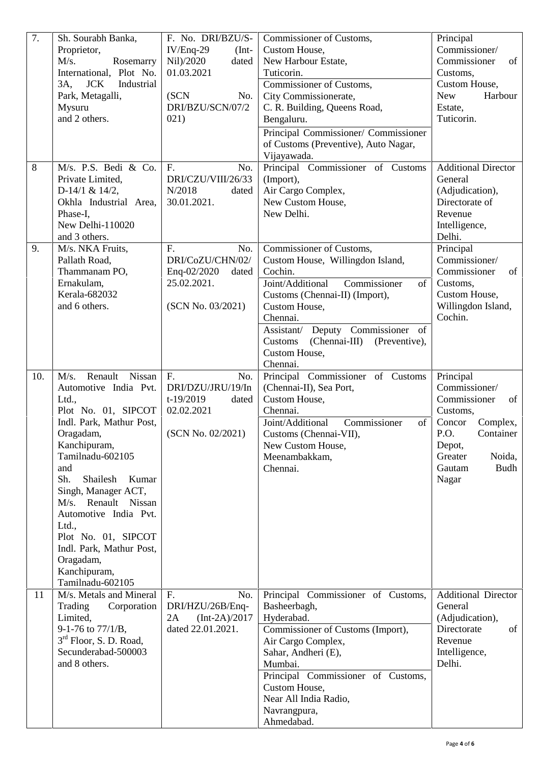| 7. | Sh. Sourabh Banka, Proprietor, M/s. Rosemarry International, Plot No. 3A, JCK Industrial Park, Metagalli, Mysuru and 2 others. | F. No. DRI/BZU/S-IV/Enq-29 (Int-Nil)/2020 dated 01.03.2021<br><br>(SCN No. DRI/BZU/SCN/07/2021) | Commissioner of Customs, Custom House, New Harbour Estate, Tuticorin.<br>Commissioner of Customs, City Commissionerate, C. R. Building, Queens Road, Bengaluru.<br>Principal Commissioner/ Commissioner of Customs (Preventive), Auto Nagar, Vijayawada. | Principal Commissioner/ Commissioner of Customs, Custom House, New Harbour Estate, Tuticorin. |
|---|---|---|---|---|
| 8 | M/s. P.S. Bedi & Co. Private Limited, D-14/1 & 14/2, Okhla Industrial Area, Phase-I, New Delhi-110020 and 3 others. | F. No. DRI/CZU/VIII/26/33N/2018 dated 30.01.2021. | Principal Commissioner of Customs (Import), Air Cargo Complex, New Custom House, New Delhi. | Additional Director General (Adjudication), Directorate of Revenue Intelligence, Delhi. |
| 9. | M/s. NKA Fruits, Pallath Road, Thammanam PO, Ernakulam, Kerala-682032 and 6 others. | F. No. DRI/CoZU/CHN/02/Enq-02/2020 dated 25.02.2021.<br><br>(SCN No. 03/2021) | Commissioner of Customs, Custom House, Willingdon Island, Cochin.<br>Joint/Additional Commissioner of Customs (Chennai-II) (Import), Custom House, Chennai.<br>Assistant/ Deputy Commissioner of Customs (Chennai-III) (Preventive), Custom House, Chennai. | Principal Commissioner/ Commissioner of Customs, Custom House, Willingdon Island, Cochin. |
| 10. | M/s. Renault Nissan Automotive India Pvt. Ltd., Plot No. 01, SIPCOT Indl. Park, Mathur Post, Oragadam, Kanchipuram, Tamilnadu-602105 and Sh. Shailesh Kumar Singh, Manager ACT, M/s. Renault Nissan Automotive India Pvt. Ltd., Plot No. 01, SIPCOT Indl. Park, Mathur Post, Oragadam, Kanchipuram, Tamilnadu-602105 | F. No. DRI/DZU/JRU/19/Int-19/2019 dated 02.02.2021<br><br>(SCN No. 02/2021) | Principal Commissioner of Customs (Chennai-II), Sea Port, Custom House, Chennai.<br>Joint/Additional Commissioner of Customs (Chennai-VII), New Custom House, Meenambakkam, Chennai. | Principal Commissioner/ Commissioner of Customs, Concor Complex, P.O. Container Depot, Greater Noida, Gautam Budh Nagar |
| 11 | M/s. Metals and Mineral Trading Corporation Limited, 9-1-76 to 77/1/B, 3rd Floor, S. D. Road, Secunderabad-500003 and 8 others. | F. No. DRI/HZU/26B/Enq-2A (Int-2A)/2017 dated 22.01.2021. | Principal Commissioner of Customs, Basheerbagh, Hyderabad.<br>Commissioner of Customs (Import), Air Cargo Complex, Sahar, Andheri (E), Mumbai.<br>Principal Commissioner of Customs, Custom House, Near All India Radio, Navrangpura, Ahmedabad. | Additional Director General (Adjudication), Directorate of Revenue Intelligence, Delhi. |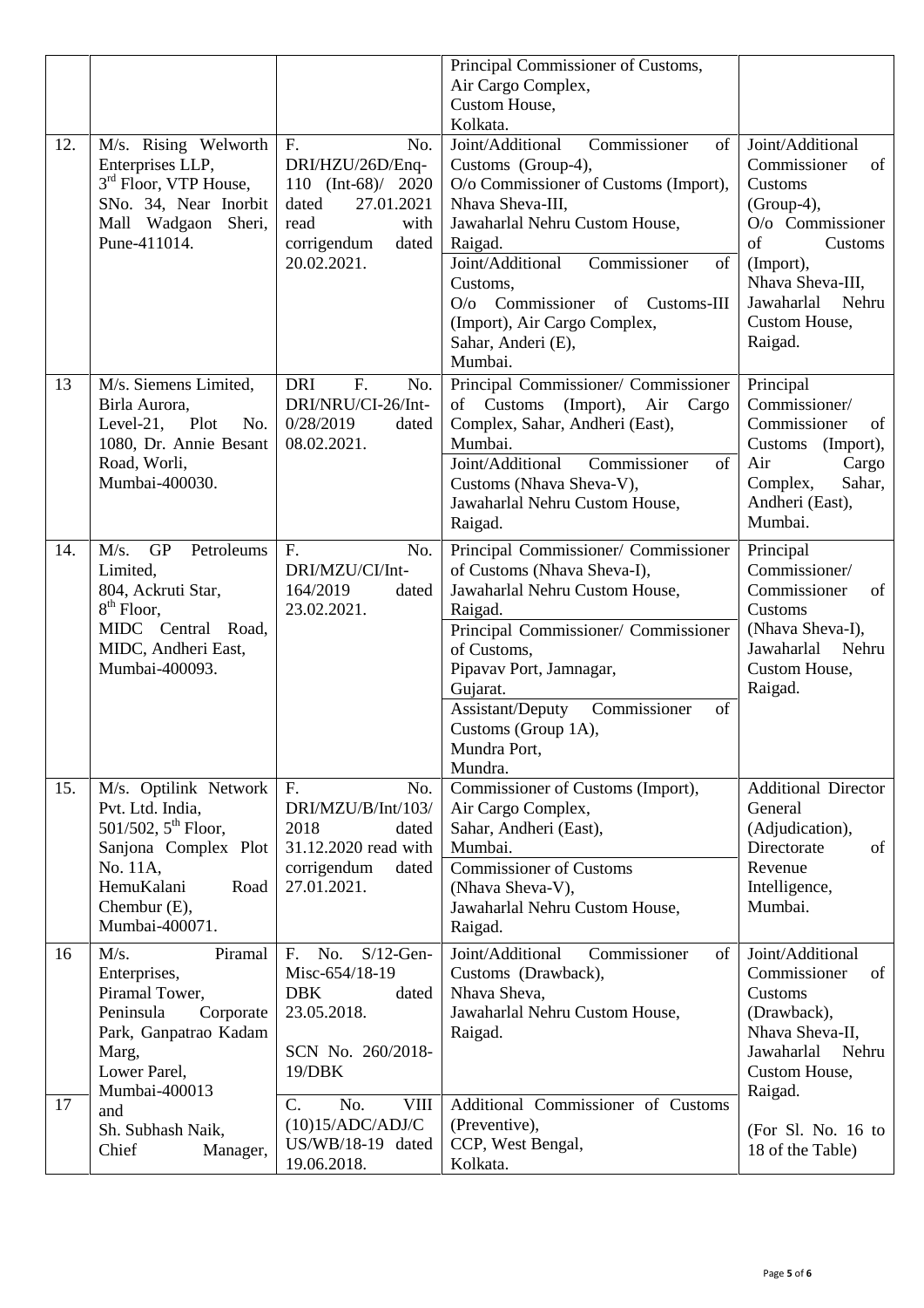| | | | Principal Commissioner of Customs, Air Cargo Complex, Custom House, Kolkata. | |
|---|---|---|---|---|
| 12. | M/s. Rising Welworth Enterprises LLP, 3rd Floor, VTP House, SNo. 34, Near Inorbit Mall Wadgaon Sheri, Pune-411014. | F. No. DRI/HZU/26D/Enq-110 (Int-68)/ 2020 dated 27.01.2021 read with corrigendum dated 20.02.2021. | Joint/Additional Commissioner of Customs (Group-4), O/o Commissioner of Customs (Import), Nhava Sheva-III, Jawaharlal Nehru Custom House, Raigad.<br>Joint/Additional Commissioner of Customs, O/o Commissioner of Customs-III (Import), Air Cargo Complex, Sahar, Anderi (E), Mumbai. | Joint/Additional Commissioner of Customs (Group-4), O/o Commissioner of Customs (Import), Nhava Sheva-III, Jawaharlal Nehru Custom House, Raigad. |
| 13 | M/s. Siemens Limited, Birla Aurora, Level-21, Plot No. 1080, Dr. Annie Besant Road, Worli, Mumbai-400030. | DRI F. No. DRI/NRU/CI-26/Int-0/28/2019 dated 08.02.2021. | Principal Commissioner/ Commissioner of Customs (Import), Air Cargo Complex, Sahar, Andheri (East), Mumbai.<br>Joint/Additional Commissioner of Customs (Nhava Sheva-V), Jawaharlal Nehru Custom House, Raigad. | Principal Commissioner/ Commissioner of Customs (Import), Air Cargo Complex, Sahar, Andheri (East), Mumbai. |
| 14. | M/s. GP Petroleums Limited, 804, Ackruti Star, 8th Floor, MIDC Central Road, MIDC, Andheri East, Mumbai-400093. | F. No. DRI/MZU/CI/Int-164/2019 dated 23.02.2021. | Principal Commissioner/ Commissioner of Customs (Nhava Sheva-I), Jawaharlal Nehru Custom House, Raigad.<br>Principal Commissioner/ Commissioner of Customs, Pipavav Port, Jamnagar, Gujarat.<br>Assistant/Deputy Commissioner of Customs (Group 1A), Mundra Port, Mundra. | Principal Commissioner/ Commissioner of Customs (Nhava Sheva-I), Jawaharlal Nehru Custom House, Raigad. |
| 15. | M/s. Optilink Network Pvt. Ltd. India, 501/502, 5th Floor, Sanjona Complex Plot No. 11A, HemuKalani Road Chembur (E), Mumbai-400071. | F. No. DRI/MZU/B/Int/103/ 2018 dated 31.12.2020 read with corrigendum dated 27.01.2021. | Commissioner of Customs (Import), Air Cargo Complex, Sahar, Andheri (East), Mumbai.<br>Commissioner of Customs (Nhava Sheva-V), Jawaharlal Nehru Custom House, Raigad. | Additional Director General (Adjudication), Directorate of Revenue Intelligence, Mumbai. |
| 16 | M/s. Piramal Enterprises, Piramal Tower, Peninsula Corporate Park, Ganpatrao Kadam Marg, Lower Parel, Mumbai-400013 and Sh. Subhash Naik, Chief Manager, | F. No. S/12-Gen-Misc-654/18-19 DBK dated 23.05.2018.<br>SCN No. 260/2018-19/DBK | Joint/Additional Commissioner of Customs (Drawback), Nhava Sheva, Jawaharlal Nehru Custom House, Raigad. | Joint/Additional Commissioner of Customs (Drawback), Nhava Sheva-II, Jawaharlal Nehru Custom House, Raigad.<br>(For Sl. No. 16 to 18 of the Table) |
| 17 | | C. No. VIII (10)15/ADC/ADJ/C US/WB/18-19 dated 19.06.2018. | Additional Commissioner of Customs (Preventive), CCP, West Bengal, Kolkata. | |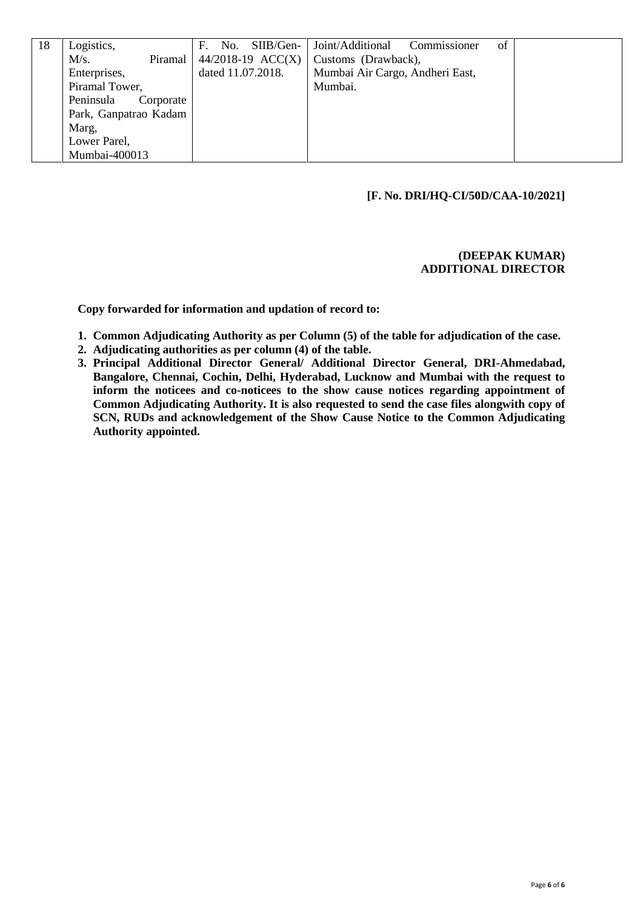| | | | | |
|---|---|---|---|---|
| 18 | Logistics, M/s. Piramal Enterprises, Piramal Tower, Peninsula Corporate Park, Ganpatrao Kadam Marg, Lower Parel, Mumbai-400013 | F. No. SIIB/Gen-44/2018-19 ACC(X) dated 11.07.2018. | Joint/Additional Commissioner of Customs (Drawback), Mumbai Air Cargo, Andheri East, Mumbai. | |

**[F. No. DRI/HQ-CI/50D/CAA-10/2021]**

**(DEEPAK KUMAR)**
**ADDITIONAL DIRECTOR**

**Copy forwarded for information and updation of record to:**

1. **Common Adjudicating Authority as per Column (5) of the table for adjudication of the case.**
2. **Adjudicating authorities as per column (4) of the table.**
3. **Principal Additional Director General/ Additional Director General, DRI-Ahmedabad, Bangalore, Chennai, Cochin, Delhi, Hyderabad, Lucknow and Mumbai with the request to inform the noticees and co-noticees to the show cause notices regarding appointment of Common Adjudicating Authority. It is also requested to send the case files alongwith copy of SCN, RUDs and acknowledgement of the Show Cause Notice to the Common Adjudicating Authority appointed.**